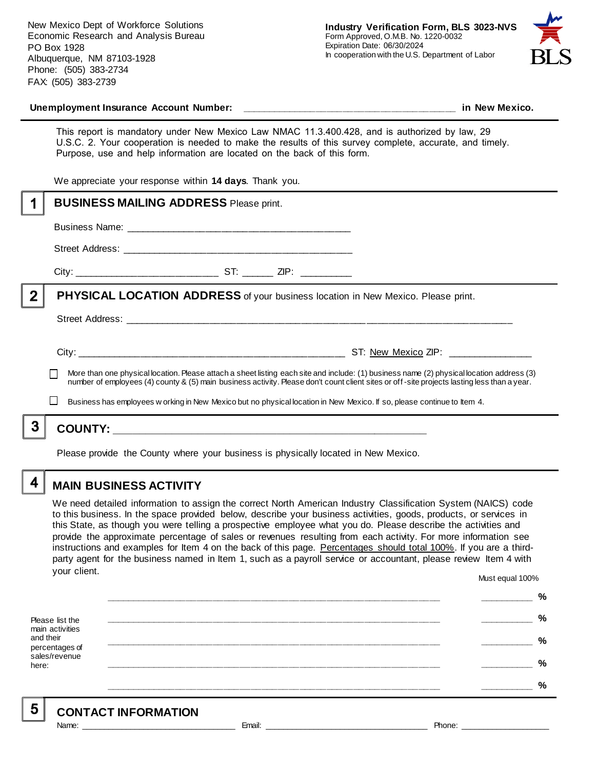New Mexico Dept of Workforce Solutions
Economic Research and Analysis Bureau
PO Box 1928
Albuquerque, NM 87103-1928
Phone: (505) 383-2734
FAX: (505) 383-2739

**Industry Verification Form, BLS 3023-NVS**
Form Approved, O.M.B. No. 1220-0032
Expiration Date: 06/30/2024
In cooperation with the U.S. Department of Labor

BLS

**Unemployment Insurance Account Number:** ______________________________________ **in New Mexico.**

This report is mandatory under New Mexico Law NMAC 11.3.400.428, and is authorized by law, 29 U.S.C. 2. Your cooperation is needed to make the results of this survey complete, accurate, and timely. Purpose, use and help information are located on the back of this form.

We appreciate your response within **14 days**. Thank you.

## 1 BUSINESS MAILING ADDRESS Please print.

Business Name: ________________________________________

Street Address: ________________________________________

City: _________________________ ST: ______ ZIP: _________

## 2 PHYSICAL LOCATION ADDRESS of your business location in New Mexico. Please print.

Street Address: ______________________________________________________________________

City: ________________________________________________ ST: New Mexico ZIP: _______________

☐ More than one physical location. Please attach a sheet listing each site and include: (1) business name (2) physical location address (3) number of employees (4) county & (5) main business activity. Please don't count client sites or off-site projects lasting less than a year.

☐ Business has employees working in New Mexico but no physical location in New Mexico. If so, please continue to Item 4.

## 3 COUNTY: ________________________________________________________

Please provide the County where your business is physically located in New Mexico.

## 4 MAIN BUSINESS ACTIVITY

We need detailed information to assign the correct North American Industry Classification System (NAICS) code to this business. In the space provided below, describe your business activities, goods, products, or services in this State, as though you were telling a prospective employee what you do. Please describe the activities and provide the approximate percentage of sales or revenues resulting from each activity. For more information see instructions and examples for Item 4 on the back of this page. Percentages should total 100%. If you are a third-party agent for the business named in Item 1, such as a payroll service or accountant, please review Item 4 with your client.

Must equal 100%

Please list the main activities and their percentages of sales/revenue here:

____________________________________________________________ __________ %

____________________________________________________________ __________ %

____________________________________________________________ __________ %

____________________________________________________________ __________ %

____________________________________________________________ __________ %

## 5 CONTACT INFORMATION

Name: ______________________________ Email: ________________________________ Phone: __________________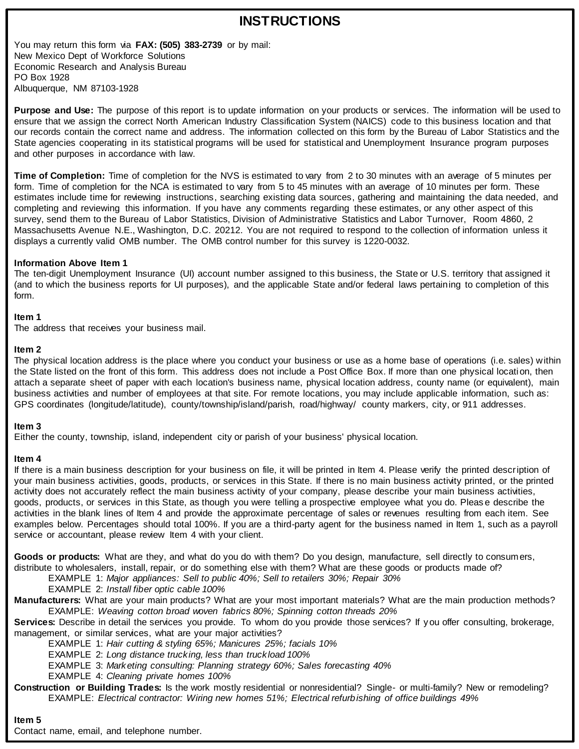# INSTRUCTIONS

You may return this form via **FAX: (505) 383-2739** or by mail:
New Mexico Dept of Workforce Solutions
Economic Research and Analysis Bureau
PO Box 1928
Albuquerque, NM 87103-1928

**Purpose and Use:** The purpose of this report is to update information on your products or services. The information will be used to ensure that we assign the correct North American Industry Classification System (NAICS) code to this business location and that our records contain the correct name and address. The information collected on this form by the Bureau of Labor Statistics and the State agencies cooperating in its statistical programs will be used for statistical and Unemployment Insurance program purposes and other purposes in accordance with law.

**Time of Completion:** Time of completion for the NVS is estimated to vary from 2 to 30 minutes with an average of 5 minutes per form. Time of completion for the NCA is estimated to vary from 5 to 45 minutes with an average of 10 minutes per form. These estimates include time for reviewing instructions, searching existing data sources, gathering and maintaining the data needed, and completing and reviewing this information. If you have any comments regarding these estimates, or any other aspect of this survey, send them to the Bureau of Labor Statistics, Division of Administrative Statistics and Labor Turnover, Room 4860, 2 Massachusetts Avenue N.E., Washington, D.C. 20212. You are not required to respond to the collection of information unless it displays a currently valid OMB number. The OMB control number for this survey is 1220-0032.

**Information Above Item 1**
The ten-digit Unemployment Insurance (UI) account number assigned to this business, the State or U.S. territory that assigned it (and to which the business reports for UI purposes), and the applicable State and/or federal laws pertaining to completion of this form.

**Item 1**
The address that receives your business mail.

**Item 2**
The physical location address is the place where you conduct your business or use as a home base of operations (i.e. sales) within the State listed on the front of this form. This address does not include a Post Office Box. If more than one physical location, then attach a separate sheet of paper with each location's business name, physical location address, county name (or equivalent), main business activities and number of employees at that site. For remote locations, you may include applicable information, such as: GPS coordinates (longitude/latitude), county/township/island/parish, road/highway/ county markers, city, or 911 addresses.

**Item 3**
Either the county, township, island, independent city or parish of your business' physical location.

**Item 4**
If there is a main business description for your business on file, it will be printed in Item 4. Please verify the printed description of your main business activities, goods, products, or services in this State. If there is no main business activity printed, or the printed activity does not accurately reflect the main business activity of your company, please describe your main business activities, goods, products, or services in this State, as though you were telling a prospective employee what you do. Please describe the activities in the blank lines of Item 4 and provide the approximate percentage of sales or revenues resulting from each item. See examples below. Percentages should total 100%. If you are a third-party agent for the business named in Item 1, such as a payroll service or accountant, please review Item 4 with your client.

**Goods or products:** What are they, and what do you do with them? Do you design, manufacture, sell directly to consumers, distribute to wholesalers, install, repair, or do something else with them? What are these goods or products made of?

EXAMPLE 1: *Major appliances: Sell to public 40%; Sell to retailers 30%; Repair 30%*
EXAMPLE 2: *Install fiber optic cable 100%*

**Manufacturers:** What are your main products? What are your most important materials? What are the main production methods?

EXAMPLE: *Weaving cotton broad woven fabrics 80%; Spinning cotton threads 20%*

**Services:** Describe in detail the services you provide. To whom do you provide those services? If you offer consulting, brokerage, management, or similar services, what are your major activities?

EXAMPLE 1: *Hair cutting & styling 65%; Manicures 25%; facials 10%*
EXAMPLE 2: *Long distance trucking, less than truckload 100%*
EXAMPLE 3: *Marketing consulting: Planning strategy 60%; Sales forecasting 40%*
EXAMPLE 4: *Cleaning private homes 100%*

**Construction or Building Trades:** Is the work mostly residential or nonresidential? Single- or multi-family? New or remodeling?

EXAMPLE: *Electrical contractor: Wiring new homes 51%; Electrical refurbishing of office buildings 49%*

**Item 5**
Contact name, email, and telephone number.